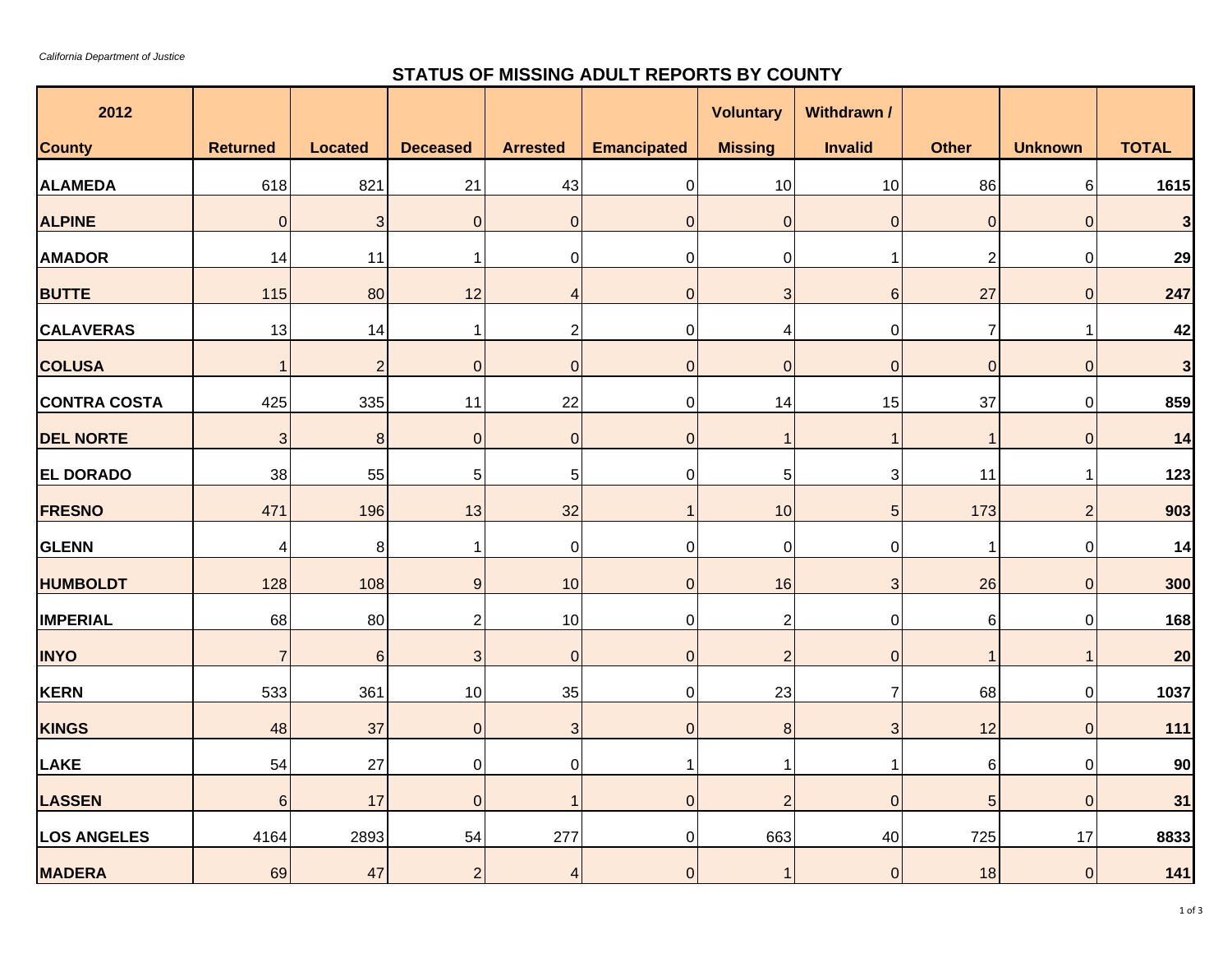*California Department of Justice*

# STATUS OF MISSING ADULT REPORTS BY COUNTY

| 2012<br>County | Returned | Located | Deceased | Arrested | Emancipated | Voluntary Missing | Withdrawn / Invalid | Other | Unknown | TOTAL |
|---|---|---|---|---|---|---|---|---|---|---|
| **ALAMEDA** | 618 | 821 | 21 | 43 | 0 | 10 | 10 | 86 | 6 | **1615** |
| **ALPINE** | 0 | 3 | 0 | 0 | 0 | 0 | 0 | 0 | 0 | **3** |
| **AMADOR** | 14 | 11 | 1 | 0 | 0 | 0 | 1 | 2 | 0 | **29** |
| **BUTTE** | 115 | 80 | 12 | 4 | 0 | 3 | 6 | 27 | 0 | **247** |
| **CALAVERAS** | 13 | 14 | 1 | 2 | 0 | 4 | 0 | 7 | 1 | **42** |
| **COLUSA** | 1 | 2 | 0 | 0 | 0 | 0 | 0 | 0 | 0 | **3** |
| **CONTRA COSTA** | 425 | 335 | 11 | 22 | 0 | 14 | 15 | 37 | 0 | **859** |
| **DEL NORTE** | 3 | 8 | 0 | 0 | 0 | 1 | 1 | 1 | 0 | **14** |
| **EL DORADO** | 38 | 55 | 5 | 5 | 0 | 5 | 3 | 11 | 1 | **123** |
| **FRESNO** | 471 | 196 | 13 | 32 | 1 | 10 | 5 | 173 | 2 | **903** |
| **GLENN** | 4 | 8 | 1 | 0 | 0 | 0 | 0 | 1 | 0 | **14** |
| **HUMBOLDT** | 128 | 108 | 9 | 10 | 0 | 16 | 3 | 26 | 0 | **300** |
| **IMPERIAL** | 68 | 80 | 2 | 10 | 0 | 2 | 0 | 6 | 0 | **168** |
| **INYO** | 7 | 6 | 3 | 0 | 0 | 2 | 0 | 1 | 1 | **20** |
| **KERN** | 533 | 361 | 10 | 35 | 0 | 23 | 7 | 68 | 0 | **1037** |
| **KINGS** | 48 | 37 | 0 | 3 | 0 | 8 | 3 | 12 | 0 | **111** |
| **LAKE** | 54 | 27 | 0 | 0 | 1 | 1 | 1 | 6 | 0 | **90** |
| **LASSEN** | 6 | 17 | 0 | 1 | 0 | 2 | 0 | 5 | 0 | **31** |
| **LOS ANGELES** | 4164 | 2893 | 54 | 277 | 0 | 663 | 40 | 725 | 17 | **8833** |
| **MADERA** | 69 | 47 | 2 | 4 | 0 | 1 | 0 | 18 | 0 | **141** |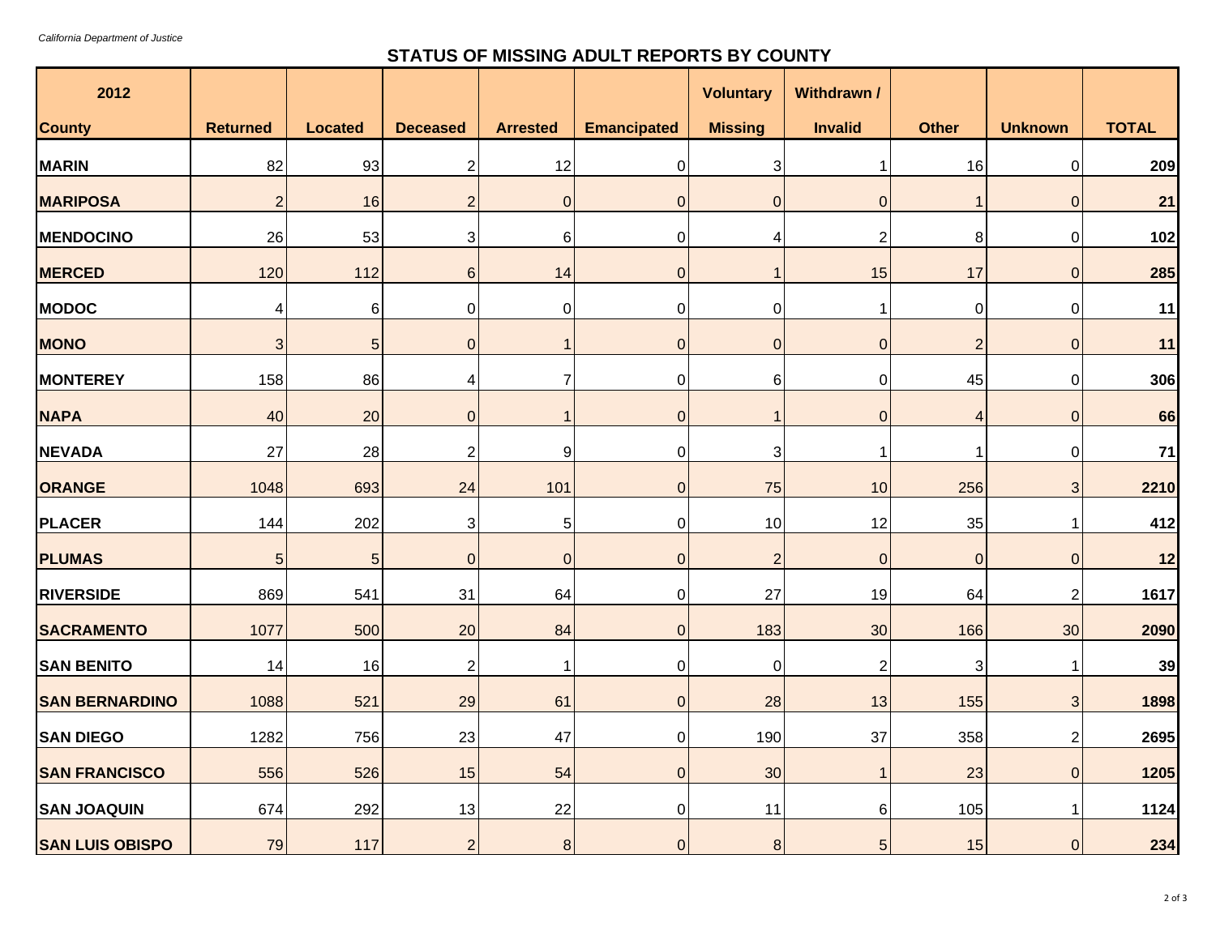*California Department of Justice*

## STATUS OF MISSING ADULT REPORTS BY COUNTY

| 2012<br>County | Returned | Located | Deceased | Arrested | Emancipated | Voluntary Missing | Withdrawn / Invalid | Other | Unknown | TOTAL |
|---|---|---|---|---|---|---|---|---|---|---|
| MARIN | 82 | 93 | 2 | 12 | 0 | 3 | 1 | 16 | 0 | **209** |
| MARIPOSA | 2 | 16 | 2 | 0 | 0 | 0 | 0 | 1 | 0 | **21** |
| MENDOCINO | 26 | 53 | 3 | 6 | 0 | 4 | 2 | 8 | 0 | **102** |
| MERCED | 120 | 112 | 6 | 14 | 0 | 1 | 15 | 17 | 0 | **285** |
| MODOC | 4 | 6 | 0 | 0 | 0 | 0 | 1 | 0 | 0 | **11** |
| MONO | 3 | 5 | 0 | 1 | 0 | 0 | 0 | 2 | 0 | **11** |
| MONTEREY | 158 | 86 | 4 | 7 | 0 | 6 | 0 | 45 | 0 | **306** |
| NAPA | 40 | 20 | 0 | 1 | 0 | 1 | 0 | 4 | 0 | **66** |
| NEVADA | 27 | 28 | 2 | 9 | 0 | 3 | 1 | 1 | 0 | **71** |
| ORANGE | 1048 | 693 | 24 | 101 | 0 | 75 | 10 | 256 | 3 | **2210** |
| PLACER | 144 | 202 | 3 | 5 | 0 | 10 | 12 | 35 | 1 | **412** |
| PLUMAS | 5 | 5 | 0 | 0 | 0 | 2 | 0 | 0 | 0 | **12** |
| RIVERSIDE | 869 | 541 | 31 | 64 | 0 | 27 | 19 | 64 | 2 | **1617** |
| SACRAMENTO | 1077 | 500 | 20 | 84 | 0 | 183 | 30 | 166 | 30 | **2090** |
| SAN BENITO | 14 | 16 | 2 | 1 | 0 | 0 | 2 | 3 | 1 | **39** |
| SAN BERNARDINO | 1088 | 521 | 29 | 61 | 0 | 28 | 13 | 155 | 3 | **1898** |
| SAN DIEGO | 1282 | 756 | 23 | 47 | 0 | 190 | 37 | 358 | 2 | **2695** |
| SAN FRANCISCO | 556 | 526 | 15 | 54 | 0 | 30 | 1 | 23 | 0 | **1205** |
| SAN JOAQUIN | 674 | 292 | 13 | 22 | 0 | 11 | 6 | 105 | 1 | **1124** |
| SAN LUIS OBISPO | 79 | 117 | 2 | 8 | 0 | 8 | 5 | 15 | 0 | **234** |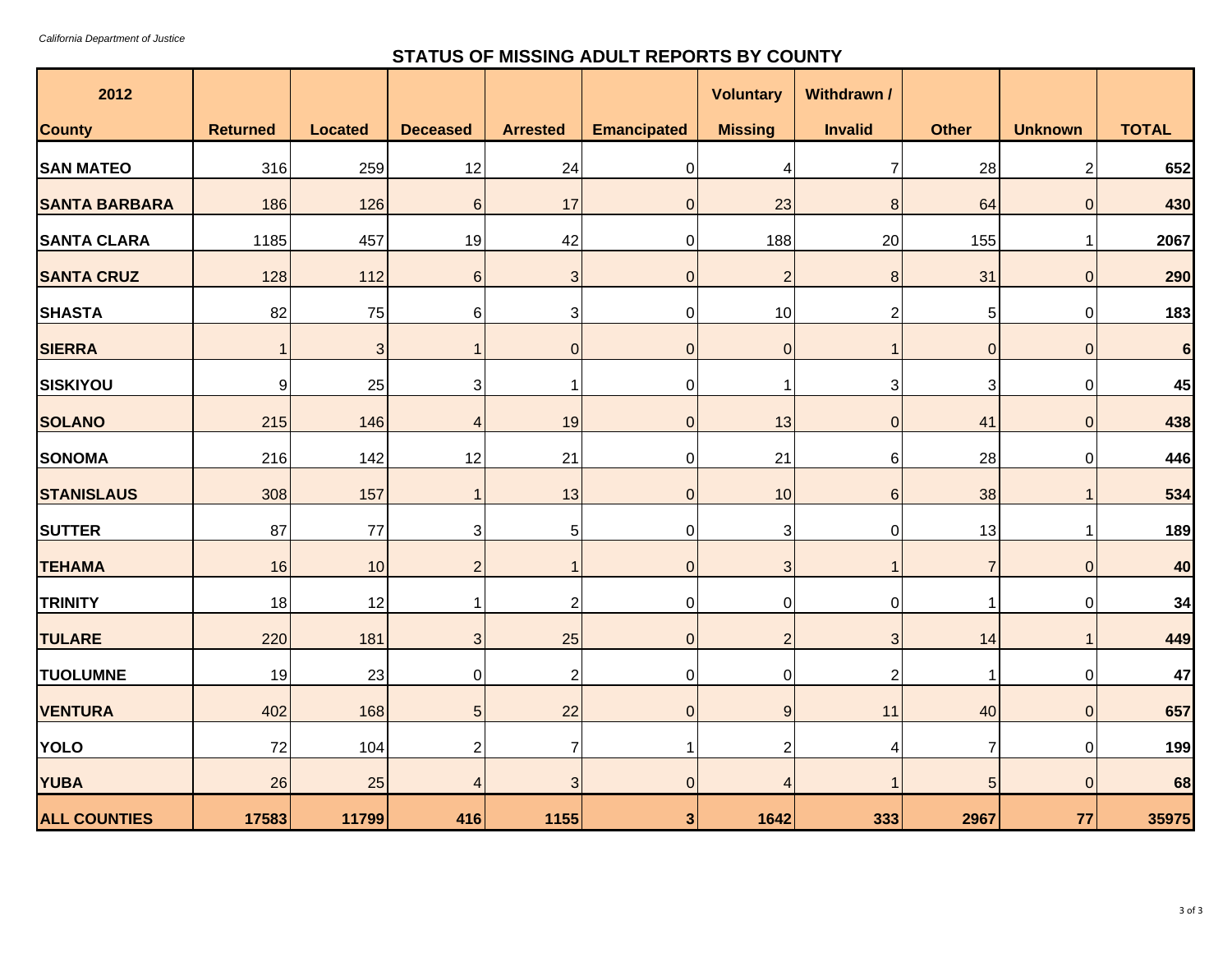*California Department of Justice*

## STATUS OF MISSING ADULT REPORTS BY COUNTY

| 2012<br>County | Returned | Located | Deceased | Arrested | Emancipated | Voluntary<br>Missing | Withdrawn /<br>Invalid | Other | Unknown | TOTAL |
|---|---|---|---|---|---|---|---|---|---|---|
| **SAN MATEO** | 316 | 259 | 12 | 24 | 0 | 4 | 7 | 28 | 2 | **652** |
| **SANTA BARBARA** | 186 | 126 | 6 | 17 | 0 | 23 | 8 | 64 | 0 | **430** |
| **SANTA CLARA** | 1185 | 457 | 19 | 42 | 0 | 188 | 20 | 155 | 1 | **2067** |
| **SANTA CRUZ** | 128 | 112 | 6 | 3 | 0 | 2 | 8 | 31 | 0 | **290** |
| **SHASTA** | 82 | 75 | 6 | 3 | 0 | 10 | 2 | 5 | 0 | **183** |
| **SIERRA** | 1 | 3 | 1 | 0 | 0 | 0 | 1 | 0 | 0 | **6** |
| **SISKIYOU** | 9 | 25 | 3 | 1 | 0 | 1 | 3 | 3 | 0 | **45** |
| **SOLANO** | 215 | 146 | 4 | 19 | 0 | 13 | 0 | 41 | 0 | **438** |
| **SONOMA** | 216 | 142 | 12 | 21 | 0 | 21 | 6 | 28 | 0 | **446** |
| **STANISLAUS** | 308 | 157 | 1 | 13 | 0 | 10 | 6 | 38 | 1 | **534** |
| **SUTTER** | 87 | 77 | 3 | 5 | 0 | 3 | 0 | 13 | 1 | **189** |
| **TEHAMA** | 16 | 10 | 2 | 1 | 0 | 3 | 1 | 7 | 0 | **40** |
| **TRINITY** | 18 | 12 | 1 | 2 | 0 | 0 | 0 | 1 | 0 | **34** |
| **TULARE** | 220 | 181 | 3 | 25 | 0 | 2 | 3 | 14 | 1 | **449** |
| **TUOLUMNE** | 19 | 23 | 0 | 2 | 0 | 0 | 2 | 1 | 0 | **47** |
| **VENTURA** | 402 | 168 | 5 | 22 | 0 | 9 | 11 | 40 | 0 | **657** |
| **YOLO** | 72 | 104 | 2 | 7 | 1 | 2 | 4 | 7 | 0 | **199** |
| **YUBA** | 26 | 25 | 4 | 3 | 0 | 4 | 1 | 5 | 0 | **68** |
| **ALL COUNTIES** | **17583** | **11799** | **416** | **1155** | **3** | **1642** | **333** | **2967** | **77** | **35975** |